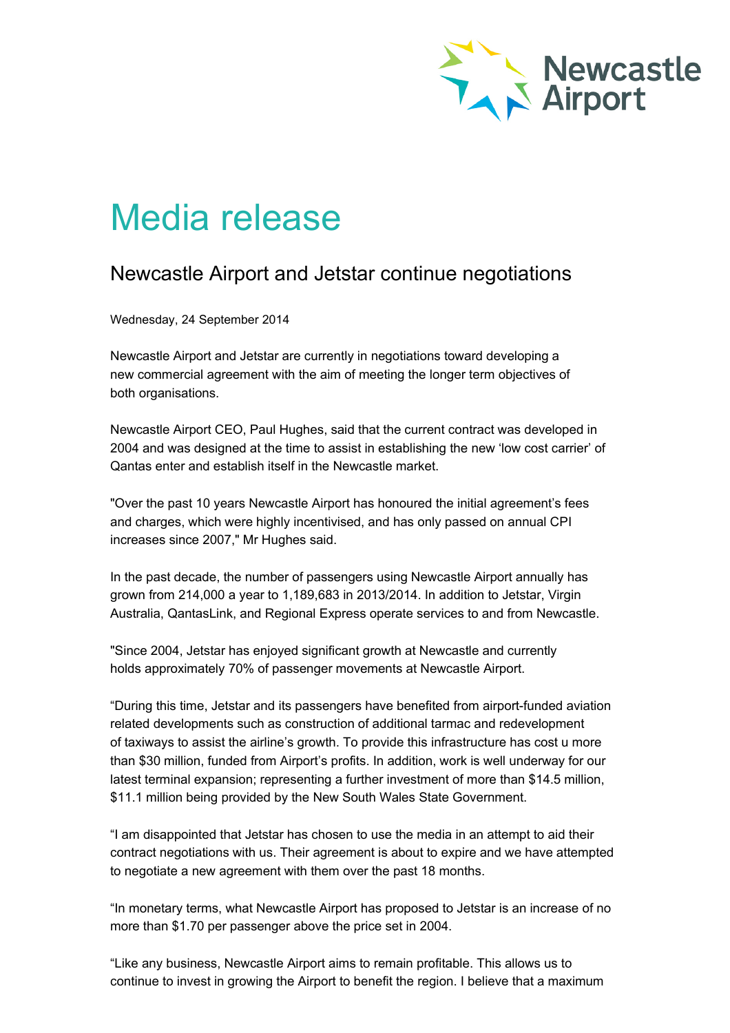Newcastle Airport

# Media release

## Newcastle Airport and Jetstar continue negotiations

Wednesday, 24 September 2014

Newcastle Airport and Jetstar are currently in negotiations toward developing a new commercial agreement with the aim of meeting the longer term objectives of both organisations.

Newcastle Airport CEO, Paul Hughes, said that the current contract was developed in 2004 and was designed at the time to assist in establishing the new 'low cost carrier' of Qantas enter and establish itself in the Newcastle market.

"Over the past 10 years Newcastle Airport has honoured the initial agreement's fees and charges, which were highly incentivised, and has only passed on annual CPI increases since 2007," Mr Hughes said.

In the past decade, the number of passengers using Newcastle Airport annually has grown from 214,000 a year to 1,189,683 in 2013/2014. In addition to Jetstar, Virgin Australia, QantasLink, and Regional Express operate services to and from Newcastle.

"Since 2004, Jetstar has enjoyed significant growth at Newcastle and currently holds approximately 70% of passenger movements at Newcastle Airport.

"During this time, Jetstar and its passengers have benefited from airport-funded aviation related developments such as construction of additional tarmac and redevelopment of taxiways to assist the airline's growth. To provide this infrastructure has cost u more than $30 million, funded from Airport's profits. In addition, work is well underway for our latest terminal expansion; representing a further investment of more than $14.5 million, $11.1 million being provided by the New South Wales State Government.

"I am disappointed that Jetstar has chosen to use the media in an attempt to aid their contract negotiations with us. Their agreement is about to expire and we have attempted to negotiate a new agreement with them over the past 18 months.

"In monetary terms, what Newcastle Airport has proposed to Jetstar is an increase of no more than $1.70 per passenger above the price set in 2004.

"Like any business, Newcastle Airport aims to remain profitable. This allows us to continue to invest in growing the Airport to benefit the region. I believe that a maximum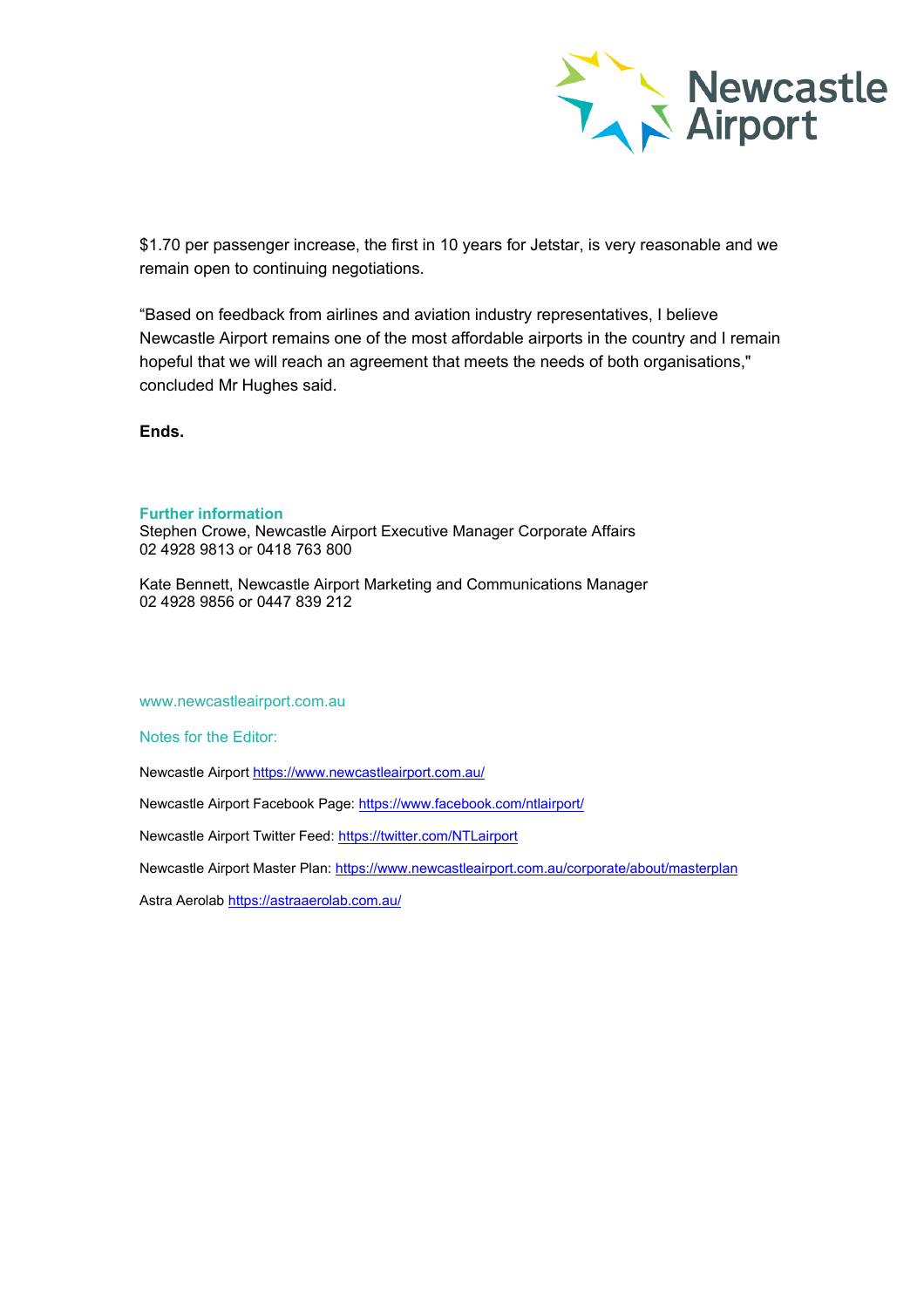$1.70 per passenger increase, the first in 10 years for Jetstar, is very reasonable and we remain open to continuing negotiations.

"Based on feedback from airlines and aviation industry representatives, I believe Newcastle Airport remains one of the most affordable airports in the country and I remain hopeful that we will reach an agreement that meets the needs of both organisations," concluded Mr Hughes said.

**Ends.**

**Further information**

Stephen Crowe, Newcastle Airport Executive Manager Corporate Affairs
02 4928 9813 or 0418 763 800

Kate Bennett, Newcastle Airport Marketing and Communications Manager
02 4928 9856 or 0447 839 212

www.newcastleairport.com.au

Notes for the Editor:

Newcastle Airport https://www.newcastleairport.com.au/

Newcastle Airport Facebook Page: https://www.facebook.com/ntlairport/

Newcastle Airport Twitter Feed: https://twitter.com/NTLairport

Newcastle Airport Master Plan: https://www.newcastleairport.com.au/corporate/about/masterplan

Astra Aerolab https://astraaerolab.com.au/